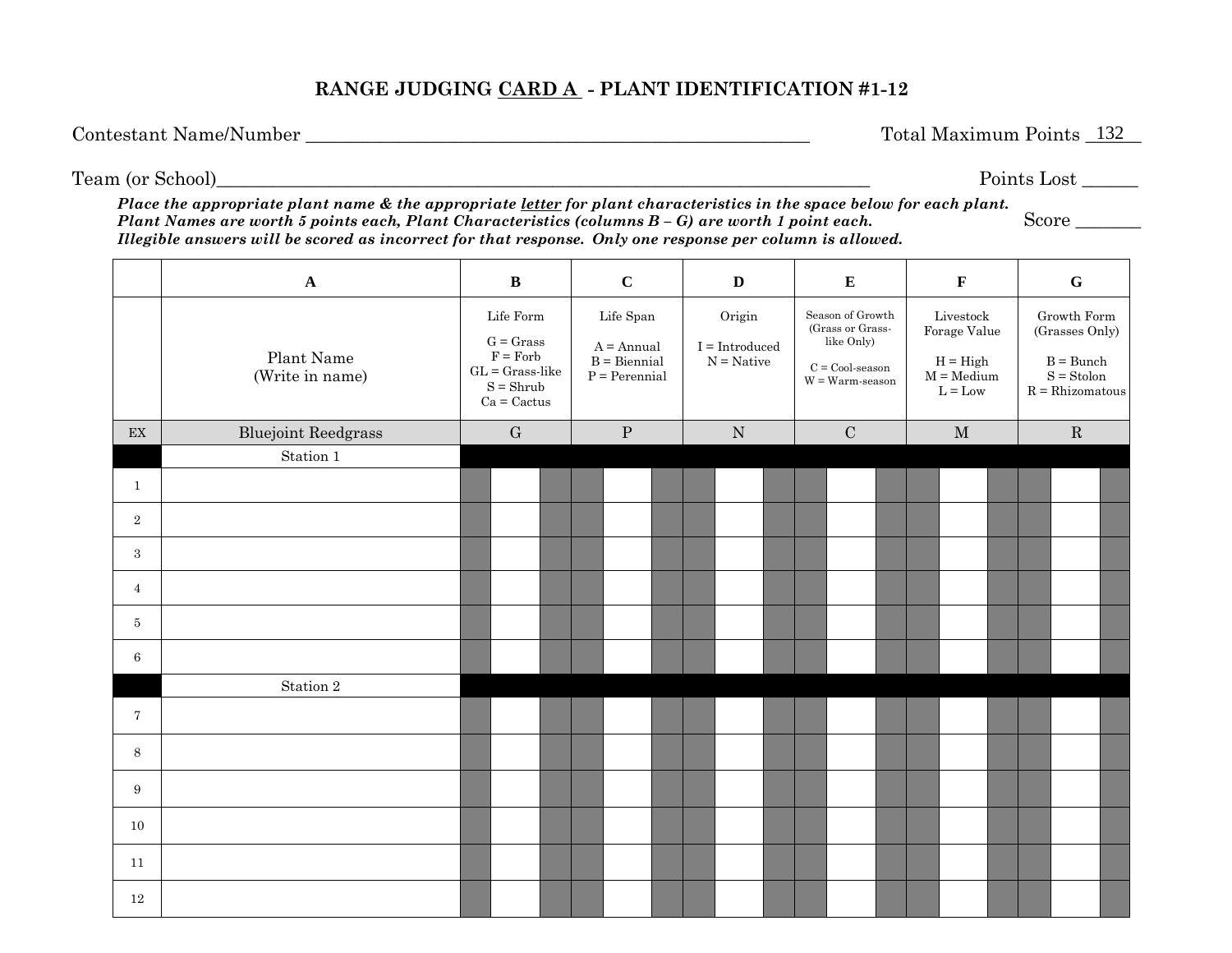# RANGE JUDGING CARD A - PLANT IDENTIFICATION #1-12

Contestant Name/Number ______________________________________________ Total Maximum Points 132

Team (or School)_____________________________________________________ Points Lost ______

***Place the appropriate plant name & the appropriate letter for plant characteristics in the space below for each plant. Plant Names are worth 5 points each, Plant Characteristics (columns B – G) are worth 1 point each. Illegible answers will be scored as incorrect for that response. Only one response per column is allowed.***

Score _______

| | A | B | C | D | E | F | G |
|---|---|---|---|---|---|---|---|
| | Plant Name (Write in name) | Life Form<br>G = Grass<br>F = Forb<br>GL = Grass-like<br>S = Shrub<br>Ca = Cactus | Life Span<br>A = Annual<br>B = Biennial<br>P = Perennial | Origin<br>I = Introduced<br>N = Native | Season of Growth (Grass or Grass-like Only)<br>C = Cool-season<br>W = Warm-season | Livestock Forage Value<br>H = High<br>M = Medium<br>L = Low | Growth Form (Grasses Only)<br>B = Bunch<br>S = Stolon<br>R = Rhizomatous |
| EX | Bluejoint Reedgrass | G | P | N | C | M | R |
| | Station 1 | | | | | | |
| 1 | | | | | | | |
| 2 | | | | | | | |
| 3 | | | | | | | |
| 4 | | | | | | | |
| 5 | | | | | | | |
| 6 | | | | | | | |
| | Station 2 | | | | | | |
| 7 | | | | | | | |
| 8 | | | | | | | |
| 9 | | | | | | | |
| 10 | | | | | | | |
| 11 | | | | | | | |
| 12 | | | | | | | |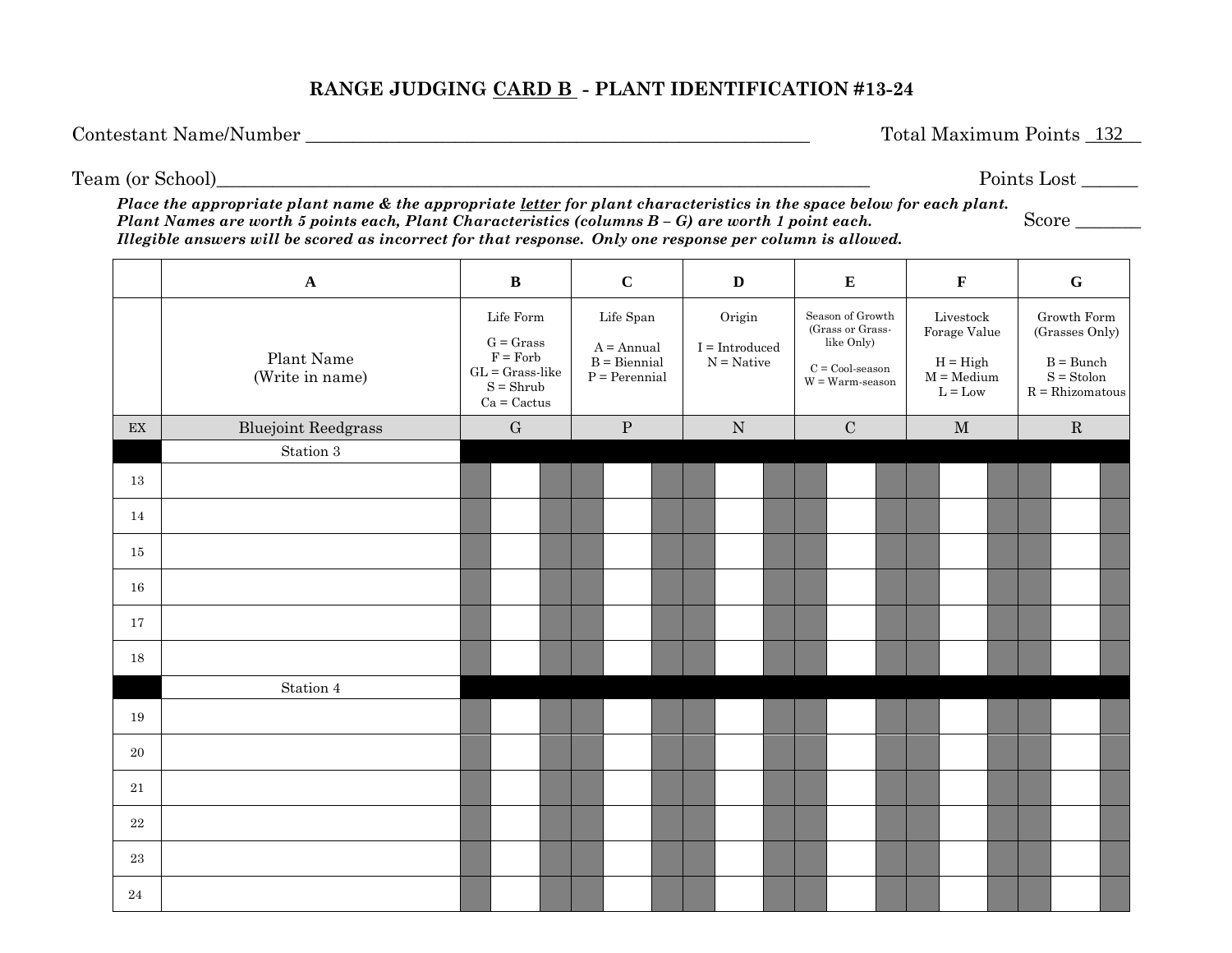# RANGE JUDGING CARD B - PLANT IDENTIFICATION #13-24

Contestant Name/Number ______________________________ Total Maximum Points 132

Team (or School)______________________________ Points Lost ______

***Place the appropriate plant name & the appropriate letter for plant characteristics in the space below for each plant.***
***Plant Names are worth 5 points each, Plant Characteristics (columns B – G) are worth 1 point each.*** Score _______
***Illegible answers will be scored as incorrect for that response. Only one response per column is allowed.***

| | A | B | C | D | E | F | G |
|---|---|---|---|---|---|---|---|
| | Plant Name (Write in name) | Life Form<br>G = Grass<br>F = Forb<br>GL = Grass-like<br>S = Shrub<br>Ca = Cactus | Life Span<br>A = Annual<br>B = Biennial<br>P = Perennial | Origin<br>I = Introduced<br>N = Native | Season of Growth (Grass or Grass-like Only)<br>C = Cool-season<br>W = Warm-season | Livestock Forage Value<br>H = High<br>M = Medium<br>L = Low | Growth Form (Grasses Only)<br>B = Bunch<br>S = Stolon<br>R = Rhizomatous |
| EX | Bluejoint Reedgrass | G | P | N | C | M | R |
| | Station 3 | | | | | | |
| 13 | | | | | | | |
| 14 | | | | | | | |
| 15 | | | | | | | |
| 16 | | | | | | | |
| 17 | | | | | | | |
| 18 | | | | | | | |
| | Station 4 | | | | | | |
| 19 | | | | | | | |
| 20 | | | | | | | |
| 21 | | | | | | | |
| 22 | | | | | | | |
| 23 | | | | | | | |
| 24 | | | | | | | |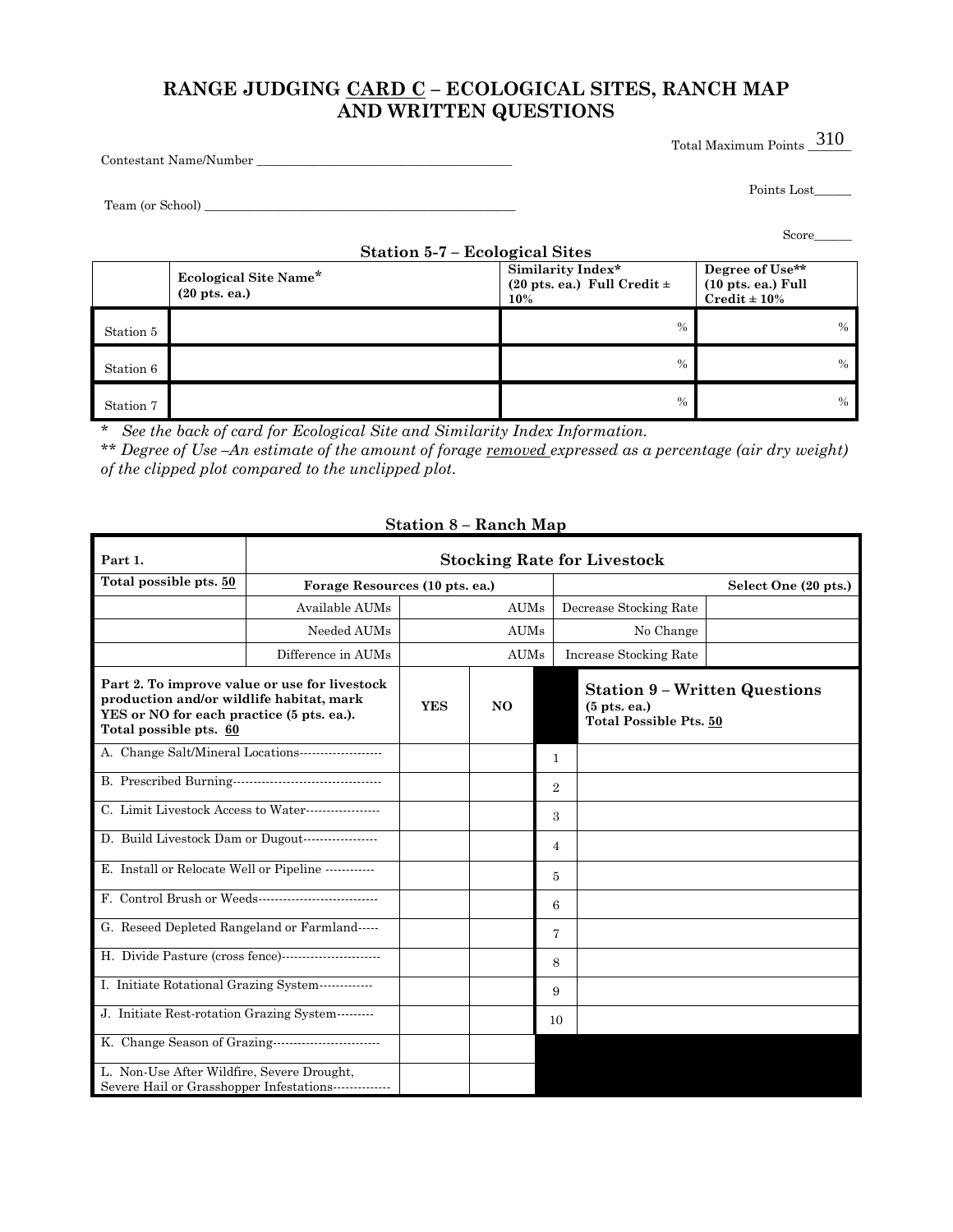# RANGE JUDGING CARD C – ECOLOGICAL SITES, RANCH MAP AND WRITTEN QUESTIONS

Total Maximum Points 310

Contestant Name/Number ________________________________________

Points Lost______

Team (or School) ________________________________________________

Score______

### Station 5-7 – Ecological Sites

| | Ecological Site Name* (20 pts. ea.) | Similarity Index* (20 pts. ea.) Full Credit ± 10% | Degree of Use** (10 pts. ea.) Full Credit ± 10% |
|---|---|---|---|
| Station 5 | | % | % |
| Station 6 | | % | % |
| Station 7 | | % | % |

* *See the back of card for Ecological Site and Similarity Index Information.*

** *Degree of Use –An estimate of the amount of forage removed expressed as a percentage (air dry weight) of the clipped plot compared to the unclipped plot.*

### Station 8 – Ranch Map

| Part 1. | Stocking Rate for Livestock | | | |
|---|---|---|---|---|
| Total possible pts. 50 | Forage Resources (10 pts. ea.) | | Select One (20 pts.) | |
| | Available AUMs | AUMs | Decrease Stocking Rate | |
| | Needed AUMs | AUMs | No Change | |
| | Difference in AUMs | AUMs | Increase Stocking Rate | |

| Part 2. To improve value or use for livestock production and/or wildlife habitat, mark YES or NO for each practice (5 pts. ea.). Total possible pts. 60 | YES | NO |
|---|---|---|
| A. Change Salt/Mineral Locations-------------------- | | |
| B. Prescribed Burning------------------------------------ | | |
| C. Limit Livestock Access to Water------------------ | | |
| D. Build Livestock Dam or Dugout------------------ | | |
| E. Install or Relocate Well or Pipeline ------------ | | |
| F. Control Brush or Weeds----------------------------- | | |
| G. Reseed Depleted Rangeland or Farmland----- | | |
| H. Divide Pasture (cross fence)----------------------- | | |
| I. Initiate Rotational Grazing System------------- | | |
| J. Initiate Rest-rotation Grazing System--------- | | |
| K. Change Season of Grazing-------------------------- | | |
| L. Non-Use After Wildfire, Severe Drought, Severe Hail or Grasshopper Infestations-------------- | | |

### Station 9 – Written Questions

(5 pts. ea.)
Total Possible Pts. 50

| | |
|---|---|
| 1 | |
| 2 | |
| 3 | |
| 4 | |
| 5 | |
| 6 | |
| 7 | |
| 8 | |
| 9 | |
| 10 | |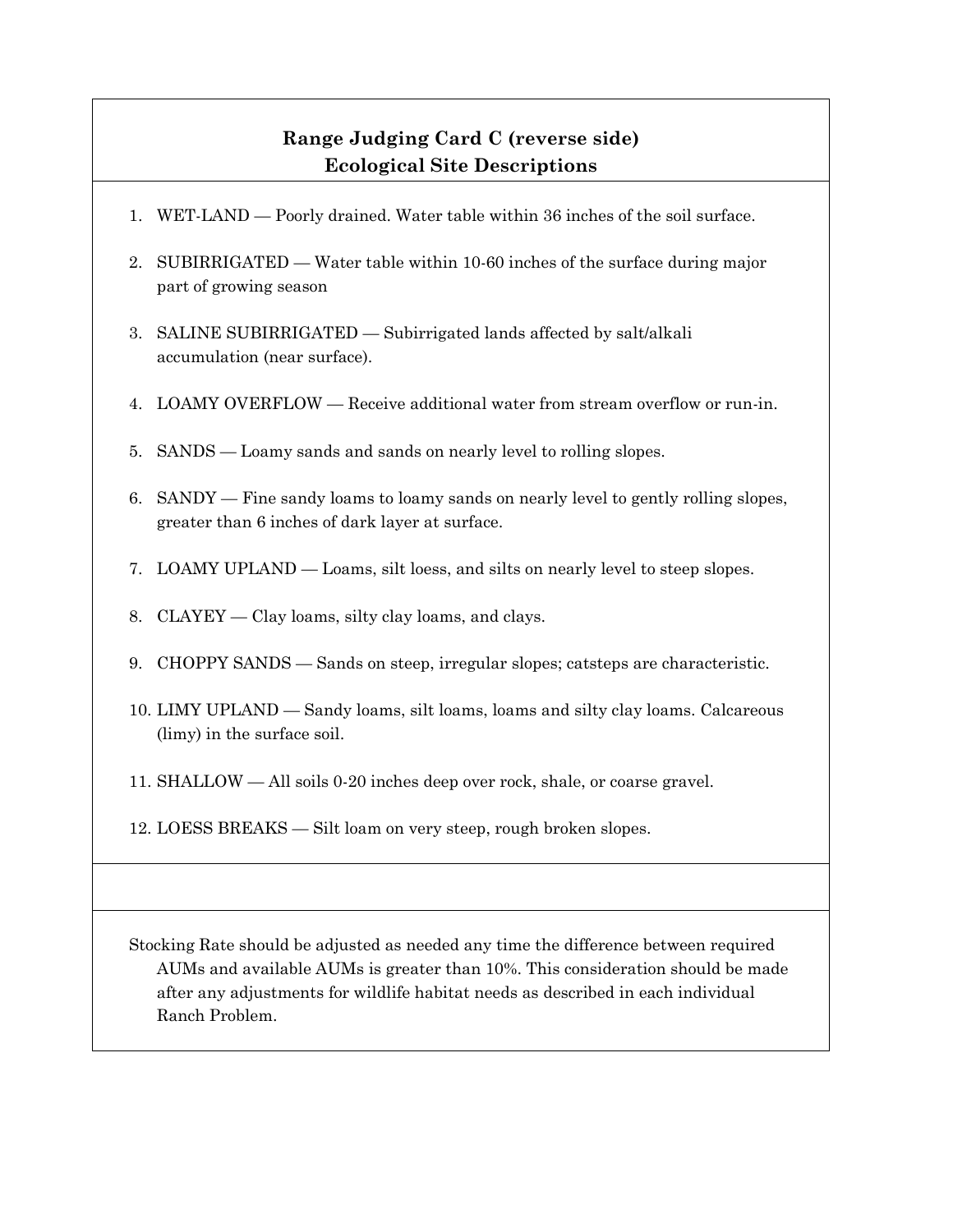## Range Judging Card C (reverse side)
## Ecological Site Descriptions

1. WET-LAND — Poorly drained. Water table within 36 inches of the soil surface.
2. SUBIRRIGATED — Water table within 10-60 inches of the surface during major part of growing season
3. SALINE SUBIRRIGATED — Subirrigated lands affected by salt/alkali accumulation (near surface).
4. LOAMY OVERFLOW — Receive additional water from stream overflow or run-in.
5. SANDS — Loamy sands and sands on nearly level to rolling slopes.
6. SANDY — Fine sandy loams to loamy sands on nearly level to gently rolling slopes, greater than 6 inches of dark layer at surface.
7. LOAMY UPLAND — Loams, silt loess, and silts on nearly level to steep slopes.
8. CLAYEY — Clay loams, silty clay loams, and clays.
9. CHOPPY SANDS — Sands on steep, irregular slopes; catsteps are characteristic.
10. LIMY UPLAND — Sandy loams, silt loams, loams and silty clay loams. Calcareous (limy) in the surface soil.
11. SHALLOW — All soils 0-20 inches deep over rock, shale, or coarse gravel.
12. LOESS BREAKS — Silt loam on very steep, rough broken slopes.

Stocking Rate should be adjusted as needed any time the difference between required AUMs and available AUMs is greater than 10%. This consideration should be made after any adjustments for wildlife habitat needs as described in each individual Ranch Problem.